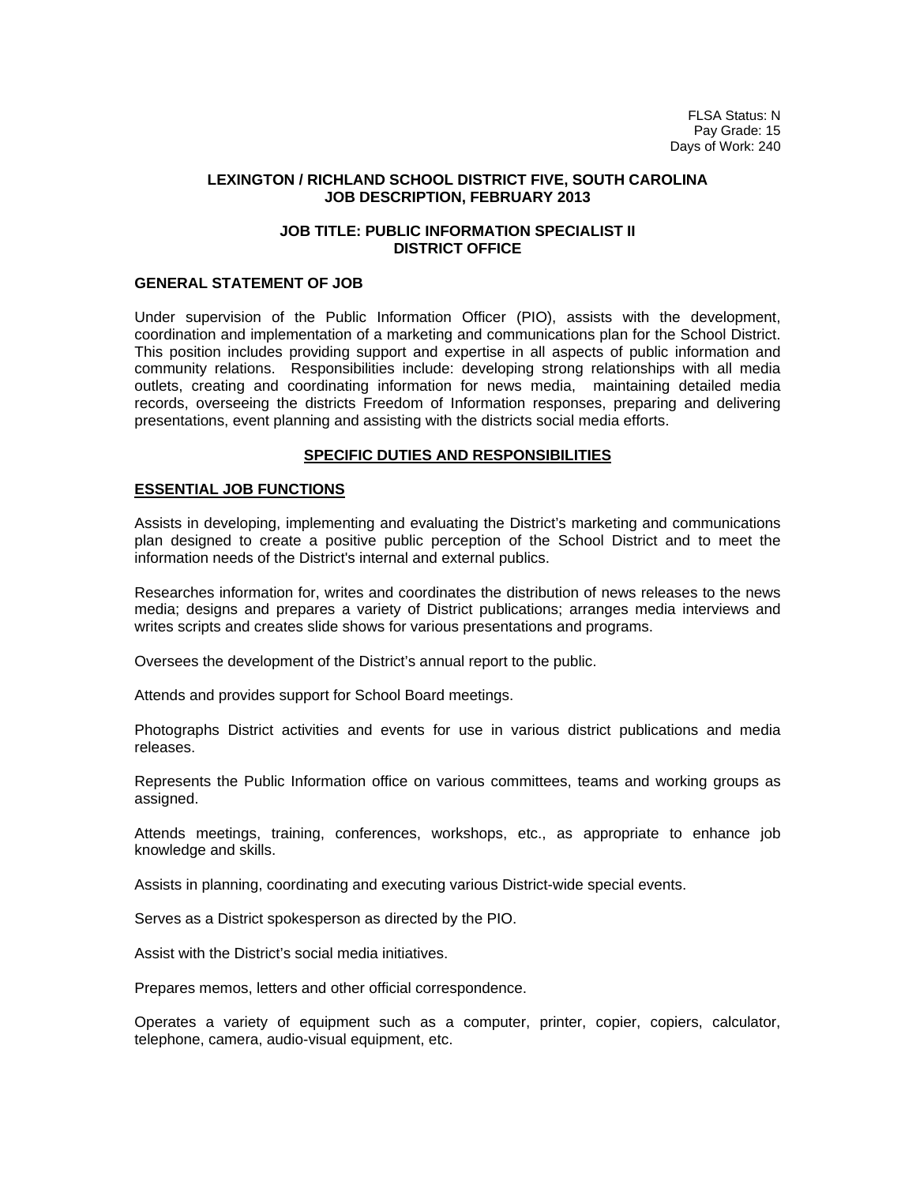FLSA Status: N
Pay Grade: 15
Days of Work: 240

**LEXINGTON / RICHLAND SCHOOL DISTRICT FIVE, SOUTH CAROLINA**
**JOB DESCRIPTION, FEBRUARY 2013**

**JOB TITLE: PUBLIC INFORMATION SPECIALIST II**
**DISTRICT OFFICE**

## GENERAL STATEMENT OF JOB

Under supervision of the Public Information Officer (PIO), assists with the development, coordination and implementation of a marketing and communications plan for the School District. This position includes providing support and expertise in all aspects of public information and community relations. Responsibilities include: developing strong relationships with all media outlets, creating and coordinating information for news media, maintaining detailed media records, overseeing the districts Freedom of Information responses, preparing and delivering presentations, event planning and assisting with the districts social media efforts.

## SPECIFIC DUTIES AND RESPONSIBILITIES

### ESSENTIAL JOB FUNCTIONS

Assists in developing, implementing and evaluating the District's marketing and communications plan designed to create a positive public perception of the School District and to meet the information needs of the District's internal and external publics.

Researches information for, writes and coordinates the distribution of news releases to the news media; designs and prepares a variety of District publications; arranges media interviews and writes scripts and creates slide shows for various presentations and programs.

Oversees the development of the District's annual report to the public.

Attends and provides support for School Board meetings.

Photographs District activities and events for use in various district publications and media releases.

Represents the Public Information office on various committees, teams and working groups as assigned.

Attends meetings, training, conferences, workshops, etc., as appropriate to enhance job knowledge and skills.

Assists in planning, coordinating and executing various District-wide special events.

Serves as a District spokesperson as directed by the PIO.

Assist with the District's social media initiatives.

Prepares memos, letters and other official correspondence.

Operates a variety of equipment such as a computer, printer, copier, copiers, calculator, telephone, camera, audio-visual equipment, etc.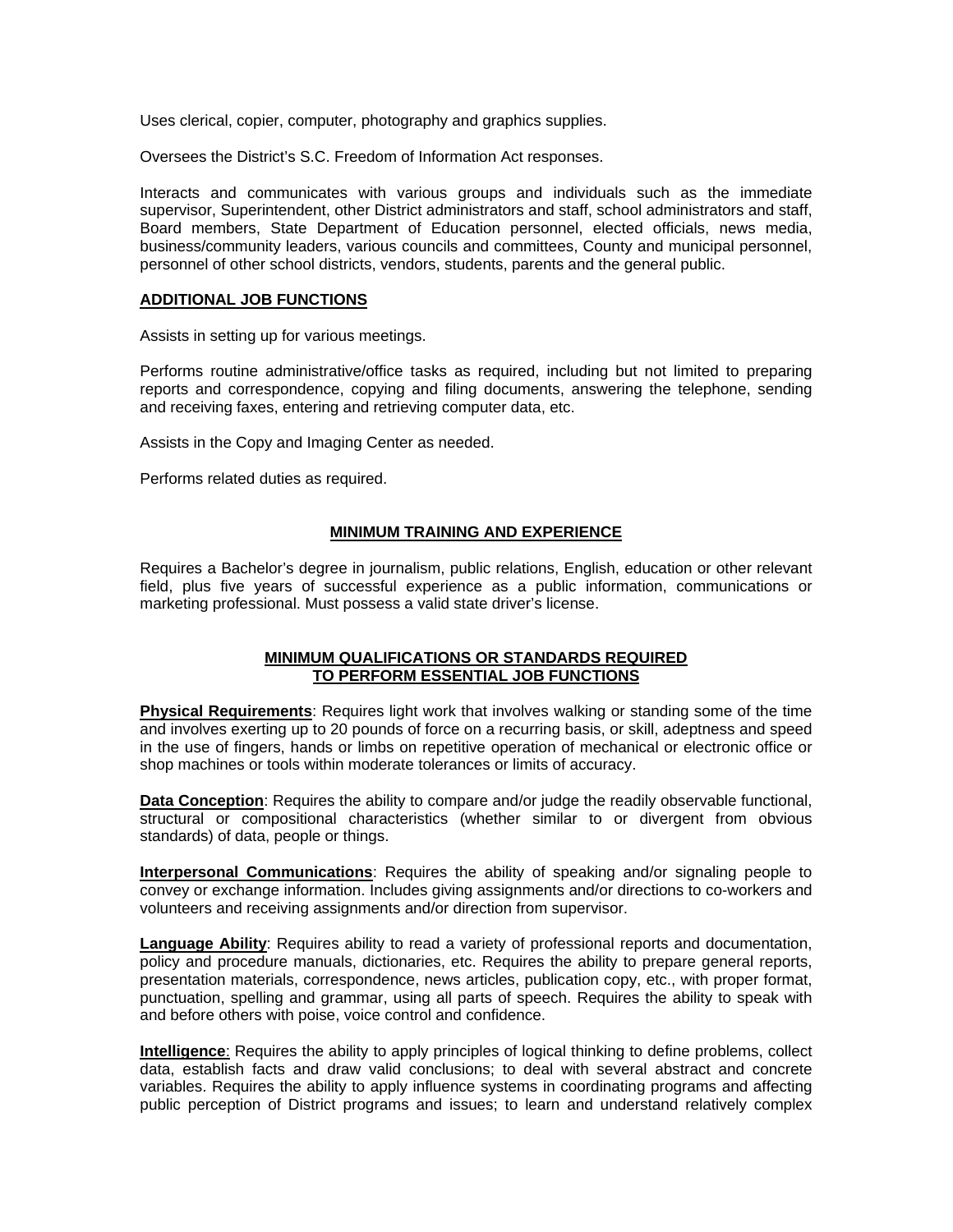Uses clerical, copier, computer, photography and graphics supplies.

Oversees the District's S.C. Freedom of Information Act responses.

Interacts and communicates with various groups and individuals such as the immediate supervisor, Superintendent, other District administrators and staff, school administrators and staff, Board members, State Department of Education personnel, elected officials, news media, business/community leaders, various councils and committees, County and municipal personnel, personnel of other school districts, vendors, students, parents and the general public.

**ADDITIONAL JOB FUNCTIONS**

Assists in setting up for various meetings.

Performs routine administrative/office tasks as required, including but not limited to preparing reports and correspondence, copying and filing documents, answering the telephone, sending and receiving faxes, entering and retrieving computer data, etc.

Assists in the Copy and Imaging Center as needed.

Performs related duties as required.

## MINIMUM TRAINING AND EXPERIENCE

Requires a Bachelor's degree in journalism, public relations, English, education or other relevant field, plus five years of successful experience as a public information, communications or marketing professional. Must possess a valid state driver's license.

## MINIMUM QUALIFICATIONS OR STANDARDS REQUIRED TO PERFORM ESSENTIAL JOB FUNCTIONS

**Physical Requirements**: Requires light work that involves walking or standing some of the time and involves exerting up to 20 pounds of force on a recurring basis, or skill, adeptness and speed in the use of fingers, hands or limbs on repetitive operation of mechanical or electronic office or shop machines or tools within moderate tolerances or limits of accuracy.

**Data Conception**: Requires the ability to compare and/or judge the readily observable functional, structural or compositional characteristics (whether similar to or divergent from obvious standards) of data, people or things.

**Interpersonal Communications**: Requires the ability of speaking and/or signaling people to convey or exchange information. Includes giving assignments and/or directions to co-workers and volunteers and receiving assignments and/or direction from supervisor.

**Language Ability**: Requires ability to read a variety of professional reports and documentation, policy and procedure manuals, dictionaries, etc. Requires the ability to prepare general reports, presentation materials, correspondence, news articles, publication copy, etc., with proper format, punctuation, spelling and grammar, using all parts of speech. Requires the ability to speak with and before others with poise, voice control and confidence.

**Intelligence**: Requires the ability to apply principles of logical thinking to define problems, collect data, establish facts and draw valid conclusions; to deal with several abstract and concrete variables. Requires the ability to apply influence systems in coordinating programs and affecting public perception of District programs and issues; to learn and understand relatively complex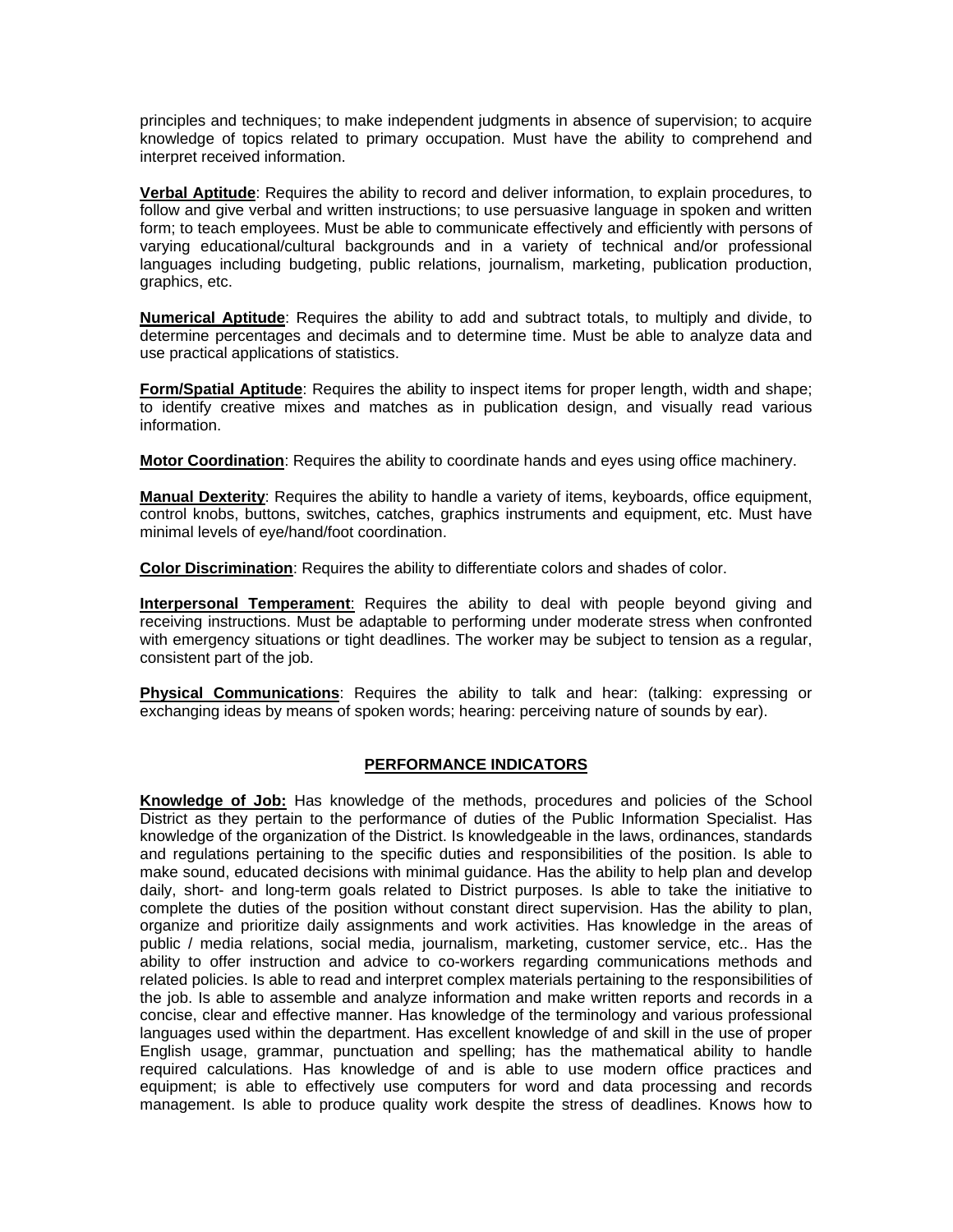principles and techniques; to make independent judgments in absence of supervision; to acquire knowledge of topics related to primary occupation. Must have the ability to comprehend and interpret received information.

**Verbal Aptitude**: Requires the ability to record and deliver information, to explain procedures, to follow and give verbal and written instructions; to use persuasive language in spoken and written form; to teach employees. Must be able to communicate effectively and efficiently with persons of varying educational/cultural backgrounds and in a variety of technical and/or professional languages including budgeting, public relations, journalism, marketing, publication production, graphics, etc.

**Numerical Aptitude**: Requires the ability to add and subtract totals, to multiply and divide, to determine percentages and decimals and to determine time. Must be able to analyze data and use practical applications of statistics.

**Form/Spatial Aptitude**: Requires the ability to inspect items for proper length, width and shape; to identify creative mixes and matches as in publication design, and visually read various information.

**Motor Coordination**: Requires the ability to coordinate hands and eyes using office machinery.

**Manual Dexterity**: Requires the ability to handle a variety of items, keyboards, office equipment, control knobs, buttons, switches, catches, graphics instruments and equipment, etc. Must have minimal levels of eye/hand/foot coordination.

**Color Discrimination**: Requires the ability to differentiate colors and shades of color.

**Interpersonal Temperament**: Requires the ability to deal with people beyond giving and receiving instructions. Must be adaptable to performing under moderate stress when confronted with emergency situations or tight deadlines. The worker may be subject to tension as a regular, consistent part of the job.

**Physical Communications**: Requires the ability to talk and hear: (talking: expressing or exchanging ideas by means of spoken words; hearing: perceiving nature of sounds by ear).

## PERFORMANCE INDICATORS

**Knowledge of Job:** Has knowledge of the methods, procedures and policies of the School District as they pertain to the performance of duties of the Public Information Specialist. Has knowledge of the organization of the District. Is knowledgeable in the laws, ordinances, standards and regulations pertaining to the specific duties and responsibilities of the position. Is able to make sound, educated decisions with minimal guidance. Has the ability to help plan and develop daily, short- and long-term goals related to District purposes. Is able to take the initiative to complete the duties of the position without constant direct supervision. Has the ability to plan, organize and prioritize daily assignments and work activities. Has knowledge in the areas of public / media relations, social media, journalism, marketing, customer service, etc.. Has the ability to offer instruction and advice to co-workers regarding communications methods and related policies. Is able to read and interpret complex materials pertaining to the responsibilities of the job. Is able to assemble and analyze information and make written reports and records in a concise, clear and effective manner. Has knowledge of the terminology and various professional languages used within the department. Has excellent knowledge of and skill in the use of proper English usage, grammar, punctuation and spelling; has the mathematical ability to handle required calculations. Has knowledge of and is able to use modern office practices and equipment; is able to effectively use computers for word and data processing and records management. Is able to produce quality work despite the stress of deadlines. Knows how to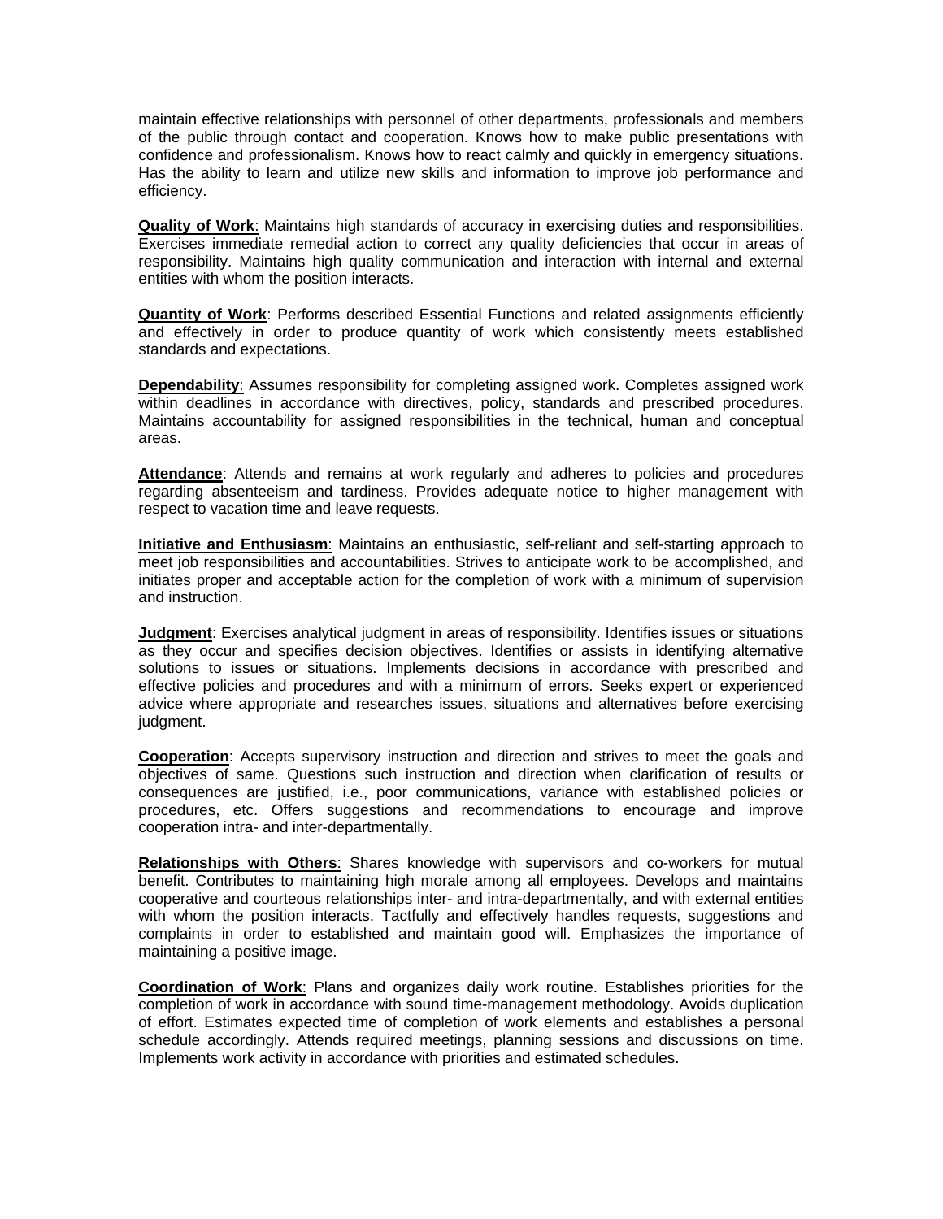maintain effective relationships with personnel of other departments, professionals and members of the public through contact and cooperation. Knows how to make public presentations with confidence and professionalism. Knows how to react calmly and quickly in emergency situations. Has the ability to learn and utilize new skills and information to improve job performance and efficiency.

**Quality of Work**: Maintains high standards of accuracy in exercising duties and responsibilities. Exercises immediate remedial action to correct any quality deficiencies that occur in areas of responsibility. Maintains high quality communication and interaction with internal and external entities with whom the position interacts.

**Quantity of Work**: Performs described Essential Functions and related assignments efficiently and effectively in order to produce quantity of work which consistently meets established standards and expectations.

**Dependability**: Assumes responsibility for completing assigned work. Completes assigned work within deadlines in accordance with directives, policy, standards and prescribed procedures. Maintains accountability for assigned responsibilities in the technical, human and conceptual areas.

**Attendance**: Attends and remains at work regularly and adheres to policies and procedures regarding absenteeism and tardiness. Provides adequate notice to higher management with respect to vacation time and leave requests.

**Initiative and Enthusiasm**: Maintains an enthusiastic, self-reliant and self-starting approach to meet job responsibilities and accountabilities. Strives to anticipate work to be accomplished, and initiates proper and acceptable action for the completion of work with a minimum of supervision and instruction.

**Judgment**: Exercises analytical judgment in areas of responsibility. Identifies issues or situations as they occur and specifies decision objectives. Identifies or assists in identifying alternative solutions to issues or situations. Implements decisions in accordance with prescribed and effective policies and procedures and with a minimum of errors. Seeks expert or experienced advice where appropriate and researches issues, situations and alternatives before exercising judgment.

**Cooperation**: Accepts supervisory instruction and direction and strives to meet the goals and objectives of same. Questions such instruction and direction when clarification of results or consequences are justified, i.e., poor communications, variance with established policies or procedures, etc. Offers suggestions and recommendations to encourage and improve cooperation intra- and inter-departmentally.

**Relationships with Others**: Shares knowledge with supervisors and co-workers for mutual benefit. Contributes to maintaining high morale among all employees. Develops and maintains cooperative and courteous relationships inter- and intra-departmentally, and with external entities with whom the position interacts. Tactfully and effectively handles requests, suggestions and complaints in order to established and maintain good will. Emphasizes the importance of maintaining a positive image.

**Coordination of Work**: Plans and organizes daily work routine. Establishes priorities for the completion of work in accordance with sound time-management methodology. Avoids duplication of effort. Estimates expected time of completion of work elements and establishes a personal schedule accordingly. Attends required meetings, planning sessions and discussions on time. Implements work activity in accordance with priorities and estimated schedules.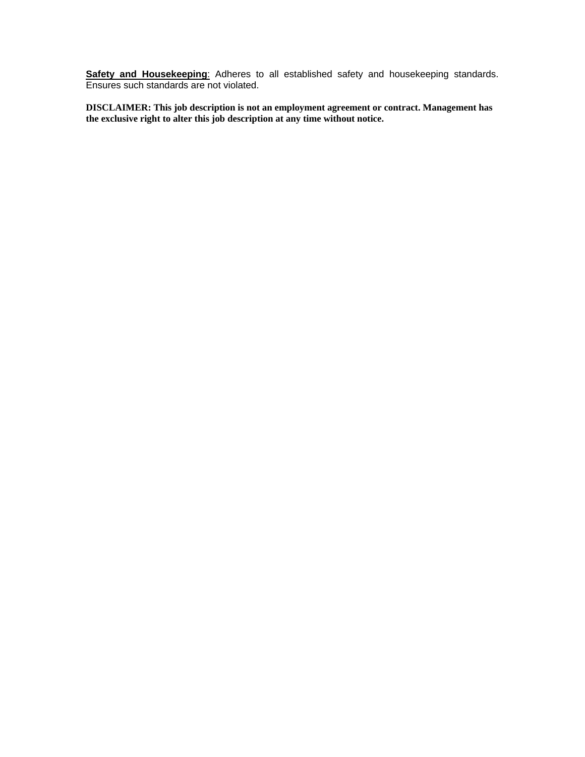**<u>Safety and Housekeeping</u>**: Adheres to all established safety and housekeeping standards. Ensures such standards are not violated.

**DISCLAIMER: This job description is not an employment agreement or contract. Management has the exclusive right to alter this job description at any time without notice.**